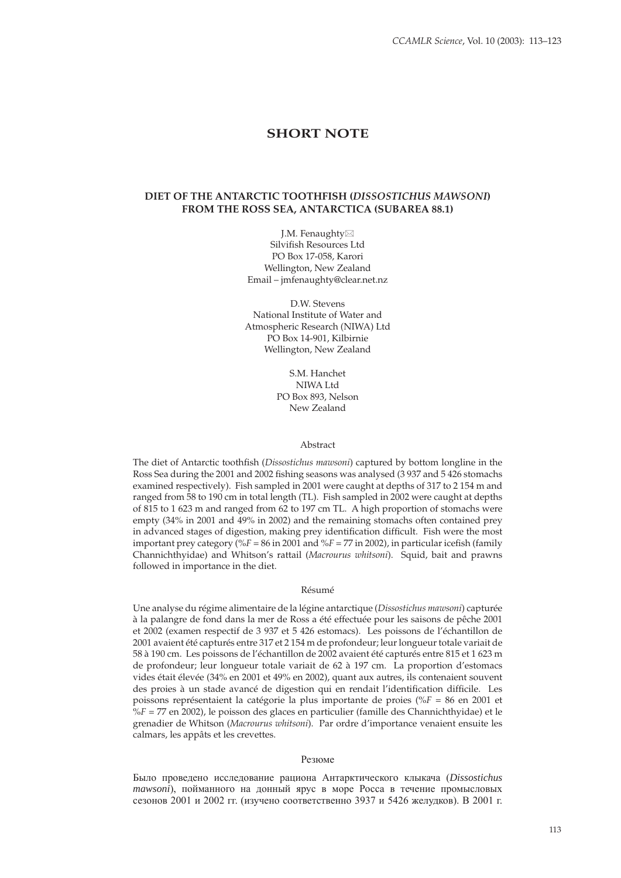## SHORT NOTE

### DIET OF THE ANTARCTIC TOOTHFISH (*DISSOSTICHUS MAWSONI*) FROM THE ROSS SEA, ANTARCTICA (SUBAREA 88.1)

J.M. Fenaughty✉
Silvifish Resources Ltd
PO Box 17-058, Karori
Wellington, New Zealand
Email – jmfenaughty@clear.net.nz

D.W. Stevens
National Institute of Water and
Atmospheric Research (NIWA) Ltd
PO Box 14-901, Kilbirnie
Wellington, New Zealand

S.M. Hanchet
NIWA Ltd
PO Box 893, Nelson
New Zealand

#### Abstract

The diet of Antarctic toothfish (*Dissostichus mawsoni*) captured by bottom longline in the Ross Sea during the 2001 and 2002 fishing seasons was analysed (3 937 and 5 426 stomachs examined respectively). Fish sampled in 2001 were caught at depths of 317 to 2 154 m and ranged from 58 to 190 cm in total length (TL). Fish sampled in 2002 were caught at depths of 815 to 1 623 m and ranged from 62 to 197 cm TL. A high proportion of stomachs were empty (34% in 2001 and 49% in 2002) and the remaining stomachs often contained prey in advanced stages of digestion, making prey identification difficult. Fish were the most important prey category (%*F* = 86 in 2001 and %*F* = 77 in 2002), in particular icefish (family Channichthyidae) and Whitson's rattail (*Macrourus whitsoni*). Squid, bait and prawns followed in importance in the diet.

#### Résumé

Une analyse du régime alimentaire de la légine antarctique (*Dissostichus mawsoni*) capturée à la palangre de fond dans la mer de Ross a été effectuée pour les saisons de pêche 2001 et 2002 (examen respectif de 3 937 et 5 426 estomacs). Les poissons de l'échantillon de 2001 avaient été capturés entre 317 et 2 154 m de profondeur; leur longueur totale variait de 58 à 190 cm. Les poissons de l'échantillon de 2002 avaient été capturés entre 815 et 1 623 m de profondeur; leur longueur totale variait de 62 à 197 cm. La proportion d'estomacs vides était élevée (34% en 2001 et 49% en 2002), quant aux autres, ils contenaient souvent des proies à un stade avancé de digestion qui en rendait l'identification difficile. Les poissons représentaient la catégorie la plus importante de proies (%*F* = 86 en 2001 et %*F* = 77 en 2002), le poisson des glaces en particulier (famille des Channichthyidae) et le grenadier de Whitson (*Macrourus whitsoni*). Par ordre d'importance venaient ensuite les calmars, les appâts et les crevettes.

#### Резюме

Было проведено исследование рациона Антарктического клыкача (*Dissostichus mawsoni*), пойманного на донный ярус в море Росса в течение промысловых сезонов 2001 и 2002 гг. (изучено соответственно 3937 и 5426 желудков). В 2001 г.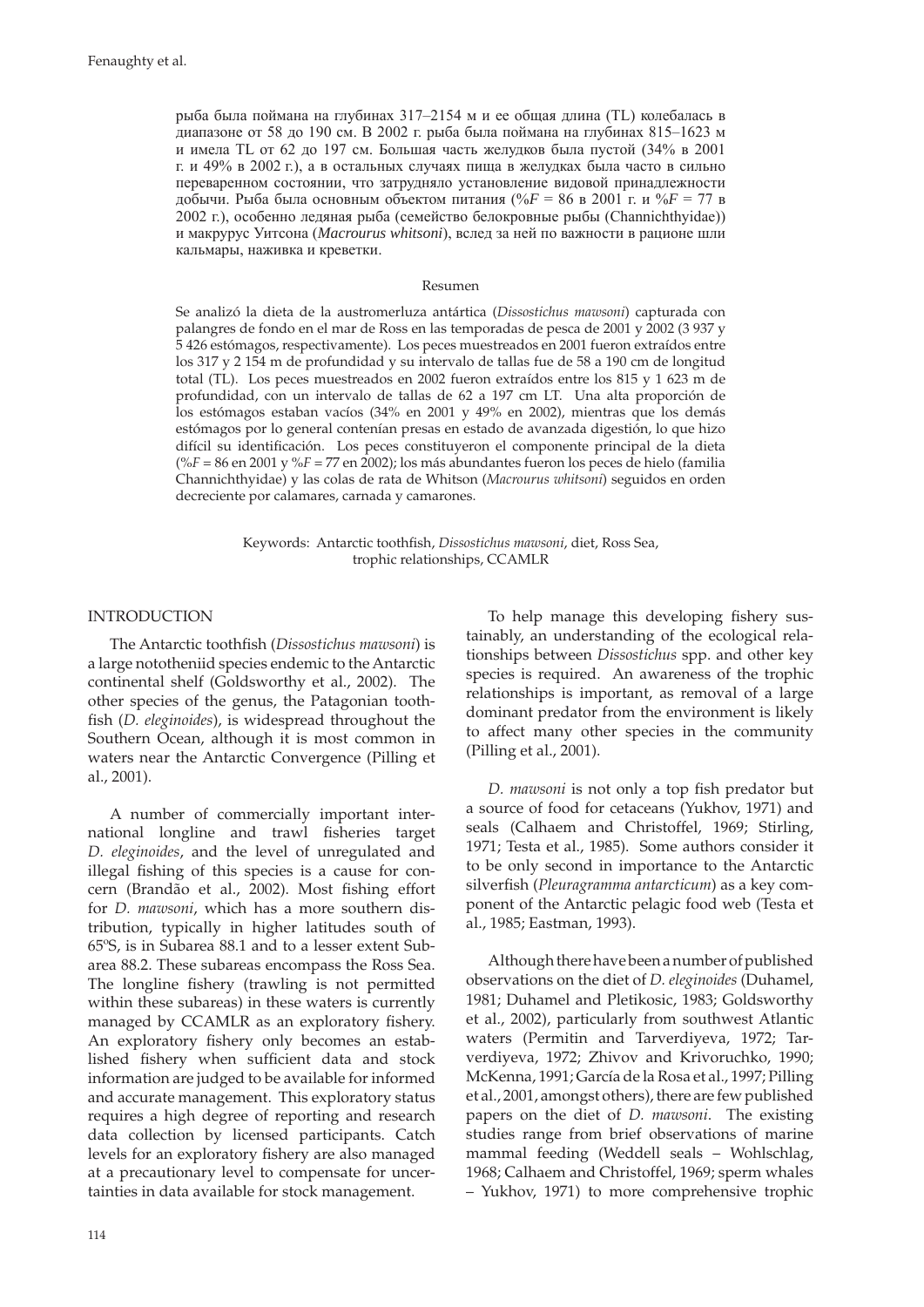рыба была поймана на глубинах 317–2154 м и ее общая длина (TL) колебалась в диапазоне от 58 до 190 см. В 2002 г. рыба была поймана на глубинах 815–1623 м и имела TL от 62 до 197 см. Большая часть желудков была пустой (34% в 2001 г. и 49% в 2002 г.), а в остальных случаях пища в желудках была часто в сильно переваренном состоянии, что затрудняло установление видовой принадлежности добычи. Рыба была основным объектом питания (%*F* = 86 в 2001 г. и %*F* = 77 в 2002 г.), особенно ледяная рыба (семейство белокровные рыбы (Channichthyidae)) и макрурус Уитсона (*Macrourus whitsoni*), вслед за ней по важности в рационе шли кальмары, наживка и креветки.

### Resumen

Se analizó la dieta de la austromerluza antártica (*Dissostichus mawsoni*) capturada con palangres de fondo en el mar de Ross en las temporadas de pesca de 2001 y 2002 (3 937 y 5 426 estómagos, respectivamente). Los peces muestreados en 2001 fueron extraídos entre los 317 y 2 154 m de profundidad y su intervalo de tallas fue de 58 a 190 cm de longitud total (TL). Los peces muestreados en 2002 fueron extraídos entre los 815 y 1 623 m de profundidad, con un intervalo de tallas de 62 a 197 cm LT. Una alta proporción de los estómagos estaban vacíos (34% en 2001 y 49% en 2002), mientras que los demás estómagos por lo general contenían presas en estado de avanzada digestión, lo que hizo difícil su identificación. Los peces constituyeron el componente principal de la dieta (%*F* = 86 en 2001 y %*F* = 77 en 2002); los más abundantes fueron los peces de hielo (familia Channichthyidae) y las colas de rata de Whitson (*Macrourus whitsoni*) seguidos en orden decreciente por calamares, carnada y camarones.

Keywords: Antarctic toothfish, *Dissostichus mawsoni*, diet, Ross Sea, trophic relationships, CCAMLR

## INTRODUCTION

The Antarctic toothfish (*Dissostichus mawsoni*) is a large nototheniid species endemic to the Antarctic continental shelf (Goldsworthy et al., 2002). The other species of the genus, the Patagonian toothfish (*D. eleginoides*), is widespread throughout the Southern Ocean, although it is most common in waters near the Antarctic Convergence (Pilling et al., 2001).

A number of commercially important international longline and trawl fisheries target *D. eleginoides*, and the level of unregulated and illegal fishing of this species is a cause for concern (Brandão et al., 2002). Most fishing effort for *D. mawsoni*, which has a more southern distribution, typically in higher latitudes south of 65ºS, is in Subarea 88.1 and to a lesser extent Subarea 88.2. These subareas encompass the Ross Sea. The longline fishery (trawling is not permitted within these subareas) in these waters is currently managed by CCAMLR as an exploratory fishery. An exploratory fishery only becomes an established fishery when sufficient data and stock information are judged to be available for informed and accurate management. This exploratory status requires a high degree of reporting and research data collection by licensed participants. Catch levels for an exploratory fishery are also managed at a precautionary level to compensate for uncertainties in data available for stock management.

To help manage this developing fishery sustainably, an understanding of the ecological relationships between *Dissostichus* spp. and other key species is required. An awareness of the trophic relationships is important, as removal of a large dominant predator from the environment is likely to affect many other species in the community (Pilling et al., 2001).

*D. mawsoni* is not only a top fish predator but a source of food for cetaceans (Yukhov, 1971) and seals (Calhaem and Christoffel, 1969; Stirling, 1971; Testa et al., 1985). Some authors consider it to be only second in importance to the Antarctic silverfish (*Pleuragramma antarcticum*) as a key component of the Antarctic pelagic food web (Testa et al., 1985; Eastman, 1993).

Although there have been a number of published observations on the diet of *D. eleginoides* (Duhamel, 1981; Duhamel and Pletikosic, 1983; Goldsworthy et al., 2002), particularly from southwest Atlantic waters (Permitin and Tarverdiyeva, 1972; Tarverdiyeva, 1972; Zhivov and Krivoruchko, 1990; McKenna, 1991; García de la Rosa et al., 1997; Pilling et al., 2001, amongst others), there are few published papers on the diet of *D. mawsoni*. The existing studies range from brief observations of marine mammal feeding (Weddell seals – Wohlschlag, 1968; Calhaem and Christoffel, 1969; sperm whales – Yukhov, 1971) to more comprehensive trophic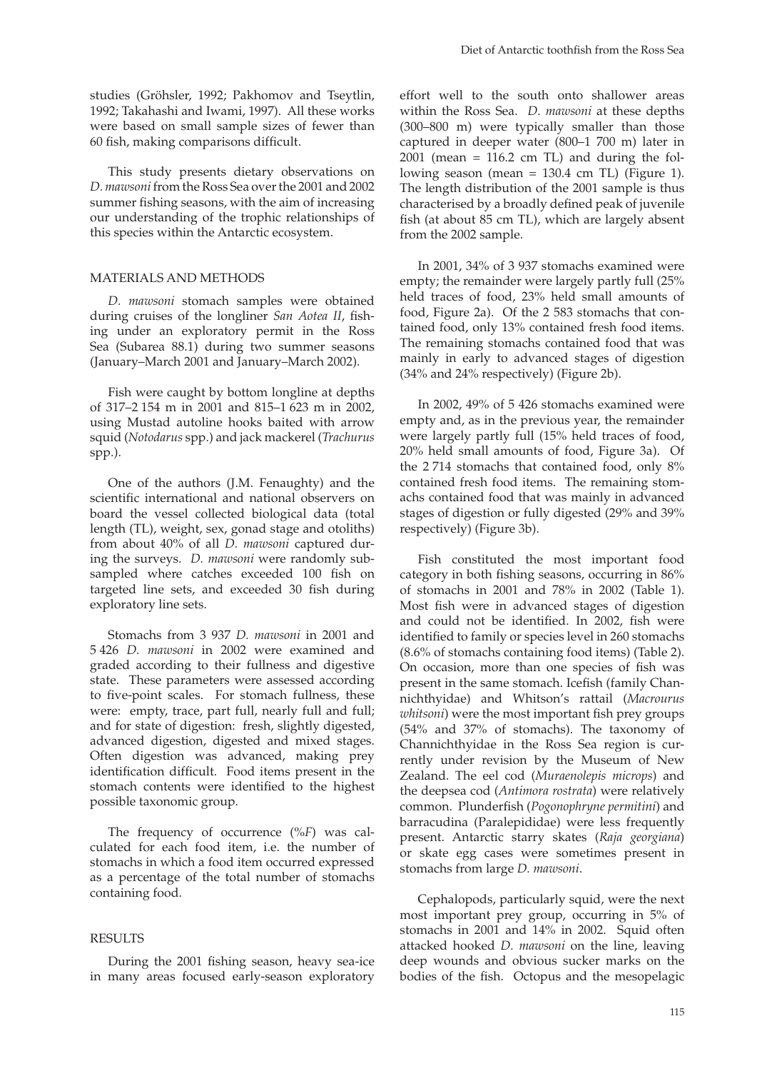studies (Gröhsler, 1992; Pakhomov and Tseytlin, 1992; Takahashi and Iwami, 1997). All these works were based on small sample sizes of fewer than 60 fish, making comparisons difficult.

This study presents dietary observations on *D. mawsoni* from the Ross Sea over the 2001 and 2002 summer fishing seasons, with the aim of increasing our understanding of the trophic relationships of this species within the Antarctic ecosystem.

## MATERIALS AND METHODS

*D. mawsoni* stomach samples were obtained during cruises of the longliner *San Aotea II*, fishing under an exploratory permit in the Ross Sea (Subarea 88.1) during two summer seasons (January–March 2001 and January–March 2002).

Fish were caught by bottom longline at depths of 317–2 154 m in 2001 and 815–1 623 m in 2002, using Mustad autoline hooks baited with arrow squid (*Notodarus* spp.) and jack mackerel (*Trachurus* spp.).

One of the authors (J.M. Fenaughty) and the scientific international and national observers on board the vessel collected biological data (total length (TL), weight, sex, gonad stage and otoliths) from about 40% of all *D. mawsoni* captured during the surveys. *D. mawsoni* were randomly subsampled where catches exceeded 100 fish on targeted line sets, and exceeded 30 fish during exploratory line sets.

Stomachs from 3 937 *D. mawsoni* in 2001 and 5 426 *D. mawsoni* in 2002 were examined and graded according to their fullness and digestive state. These parameters were assessed according to five-point scales. For stomach fullness, these were: empty, trace, part full, nearly full and full; and for state of digestion: fresh, slightly digested, advanced digestion, digested and mixed stages. Often digestion was advanced, making prey identification difficult. Food items present in the stomach contents were identified to the highest possible taxonomic group.

The frequency of occurrence (%*F*) was calculated for each food item, i.e. the number of stomachs in which a food item occurred expressed as a percentage of the total number of stomachs containing food.

## RESULTS

During the 2001 fishing season, heavy sea-ice in many areas focused early-season exploratory effort well to the south onto shallower areas within the Ross Sea. *D. mawsoni* at these depths (300–800 m) were typically smaller than those captured in deeper water (800–1 700 m) later in 2001 (mean = 116.2 cm TL) and during the following season (mean = 130.4 cm TL) (Figure 1). The length distribution of the 2001 sample is thus characterised by a broadly defined peak of juvenile fish (at about 85 cm TL), which are largely absent from the 2002 sample.

In 2001, 34% of 3 937 stomachs examined were empty; the remainder were largely partly full (25% held traces of food, 23% held small amounts of food, Figure 2a). Of the 2 583 stomachs that contained food, only 13% contained fresh food items. The remaining stomachs contained food that was mainly in early to advanced stages of digestion (34% and 24% respectively) (Figure 2b).

In 2002, 49% of 5 426 stomachs examined were empty and, as in the previous year, the remainder were largely partly full (15% held traces of food, 20% held small amounts of food, Figure 3a). Of the 2 714 stomachs that contained food, only 8% contained fresh food items. The remaining stomachs contained food that was mainly in advanced stages of digestion or fully digested (29% and 39% respectively) (Figure 3b).

Fish constituted the most important food category in both fishing seasons, occurring in 86% of stomachs in 2001 and 78% in 2002 (Table 1). Most fish were in advanced stages of digestion and could not be identified. In 2002, fish were identified to family or species level in 260 stomachs (8.6% of stomachs containing food items) (Table 2). On occasion, more than one species of fish was present in the same stomach. Icefish (family Channichthyidae) and Whitson's rattail (*Macrourus whitsoni*) were the most important fish prey groups (54% and 37% of stomachs). The taxonomy of Channichthyidae in the Ross Sea region is currently under revision by the Museum of New Zealand. The eel cod (*Muraenolepis microps*) and the deepsea cod (*Antimora rostrata*) were relatively common. Plunderfish (*Pogonophryne permitini*) and barracudina (Paralepididae) were less frequently present. Antarctic starry skates (*Raja georgiana*) or skate egg cases were sometimes present in stomachs from large *D. mawsoni*.

Cephalopods, particularly squid, were the next most important prey group, occurring in 5% of stomachs in 2001 and 14% in 2002. Squid often attacked hooked *D. mawsoni* on the line, leaving deep wounds and obvious sucker marks on the bodies of the fish. Octopus and the mesopelagic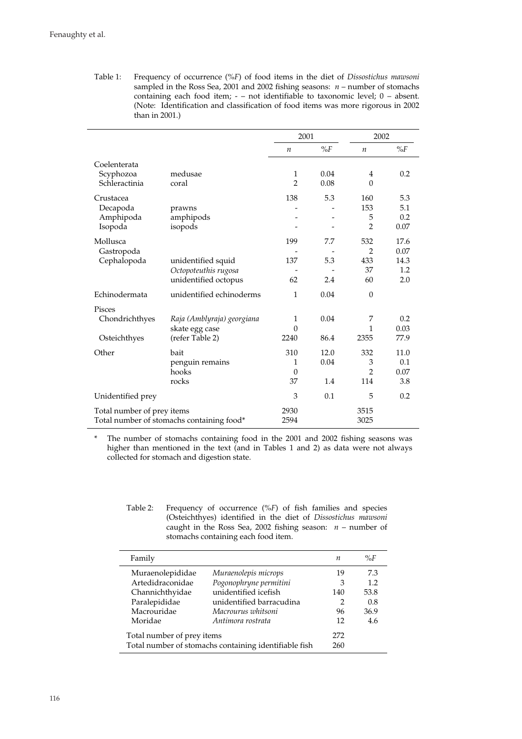Table 1: Frequency of occurrence (%*F*) of food items in the diet of *Dissostichus mawsoni* sampled in the Ross Sea, 2001 and 2002 fishing seasons: *n* – number of stomachs containing each food item; - – not identifiable to taxonomic level; 0 – absent. (Note: Identification and classification of food items was more rigorous in 2002 than in 2001.)

| | | 2001 | | 2002 | |
|---|---|---|---|---|---|
| | | *n* | %*F* | *n* | %*F* |
| Coelenterata | | | | | |
| Scyphozoa | medusae | 1 | 0.04 | 4 | 0.2 |
| Schleractinia | coral | 2 | 0.08 | 0 | |
| Crustacea | | 138 | 5.3 | 160 | 5.3 |
| Decapoda | prawns | - | - | 153 | 5.1 |
| Amphipoda | amphipods | - | - | 5 | 0.2 |
| Isopoda | isopods | - | - | 2 | 0.07 |
| Mollusca | | 199 | 7.7 | 532 | 17.6 |
| Gastropoda | | - | - | 2 | 0.07 |
| Cephalopoda | unidentified squid | 137 | 5.3 | 433 | 14.3 |
| | *Octopoteuthis rugosa* | - | - | 37 | 1.2 |
| | unidentified octopus | 62 | 2.4 | 60 | 2.0 |
| Echinodermata | unidentified echinoderms | 1 | 0.04 | 0 | |
| Pisces | | | | | |
| Chondrichthyes | *Raja (Amblyraja) georgiana* | 1 | 0.04 | 7 | 0.2 |
| | skate egg case | 0 | | 1 | 0.03 |
| Osteichthyes | (refer Table 2) | 2240 | 86.4 | 2355 | 77.9 |
| Other | bait | 310 | 12.0 | 332 | 11.0 |
| | penguin remains | 1 | 0.04 | 3 | 0.1 |
| | hooks | 0 | | 2 | 0.07 |
| | rocks | 37 | 1.4 | 114 | 3.8 |
| Unidentified prey | | 3 | 0.1 | 5 | 0.2 |
| Total number of prey items | | 2930 | | 3515 | |
| Total number of stomachs containing food* | | 2594 | | 3025 | |

\* The number of stomachs containing food in the 2001 and 2002 fishing seasons was higher than mentioned in the text (and in Tables 1 and 2) as data were not always collected for stomach and digestion state.

Table 2: Frequency of occurrence (%*F*) of fish families and species (Osteichthyes) identified in the diet of *Dissostichus mawsoni* caught in the Ross Sea, 2002 fishing season: *n* – number of stomachs containing each food item.

| Family | | *n* | %*F* |
|---|---|---|---|
| Muraenolepididae | *Muraenolepis microps* | 19 | 7.3 |
| Artedidraconidae | *Pogonophryne permitini* | 3 | 1.2 |
| Channichthyidae | unidentified icefish | 140 | 53.8 |
| Paralepididae | unidentified barracudina | 2 | 0.8 |
| Macrouridae | *Macrourus whitsoni* | 96 | 36.9 |
| Moridae | *Antimora rostrata* | 12 | 4.6 |
| Total number of prey items | | 272 | |
| Total number of stomachs containing identifiable fish | | 260 | |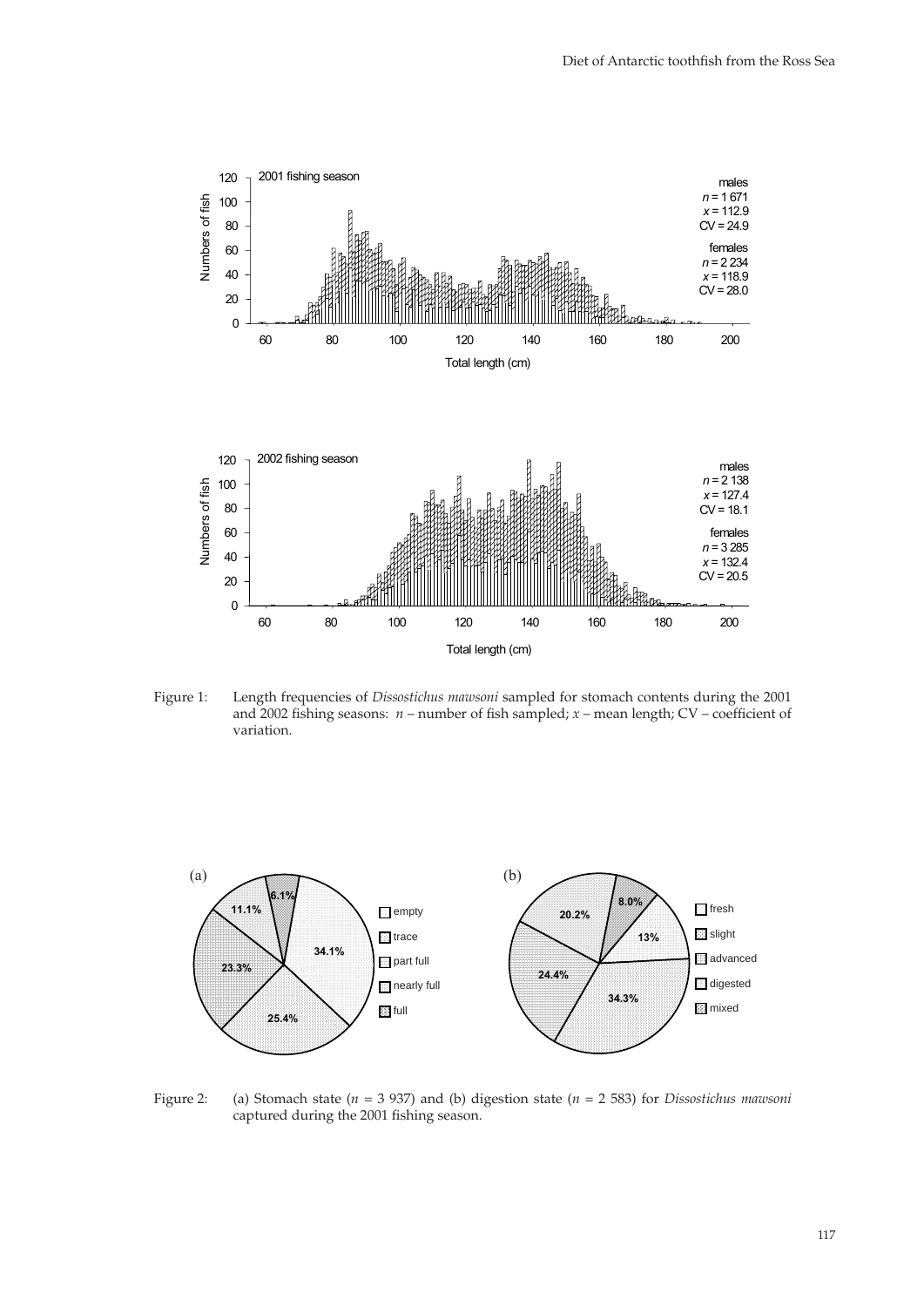Figure 1: Length frequencies of *Dissostichus mawsoni* sampled for stomach contents during the 2001 and 2002 fishing seasons: *n* – number of fish sampled; *x* – mean length; CV – coefficient of variation.

Figure 2: (a) Stomach state (*n* = 3 937) and (b) digestion state (*n* = 2 583) for *Dissostichus mawsoni* captured during the 2001 fishing season.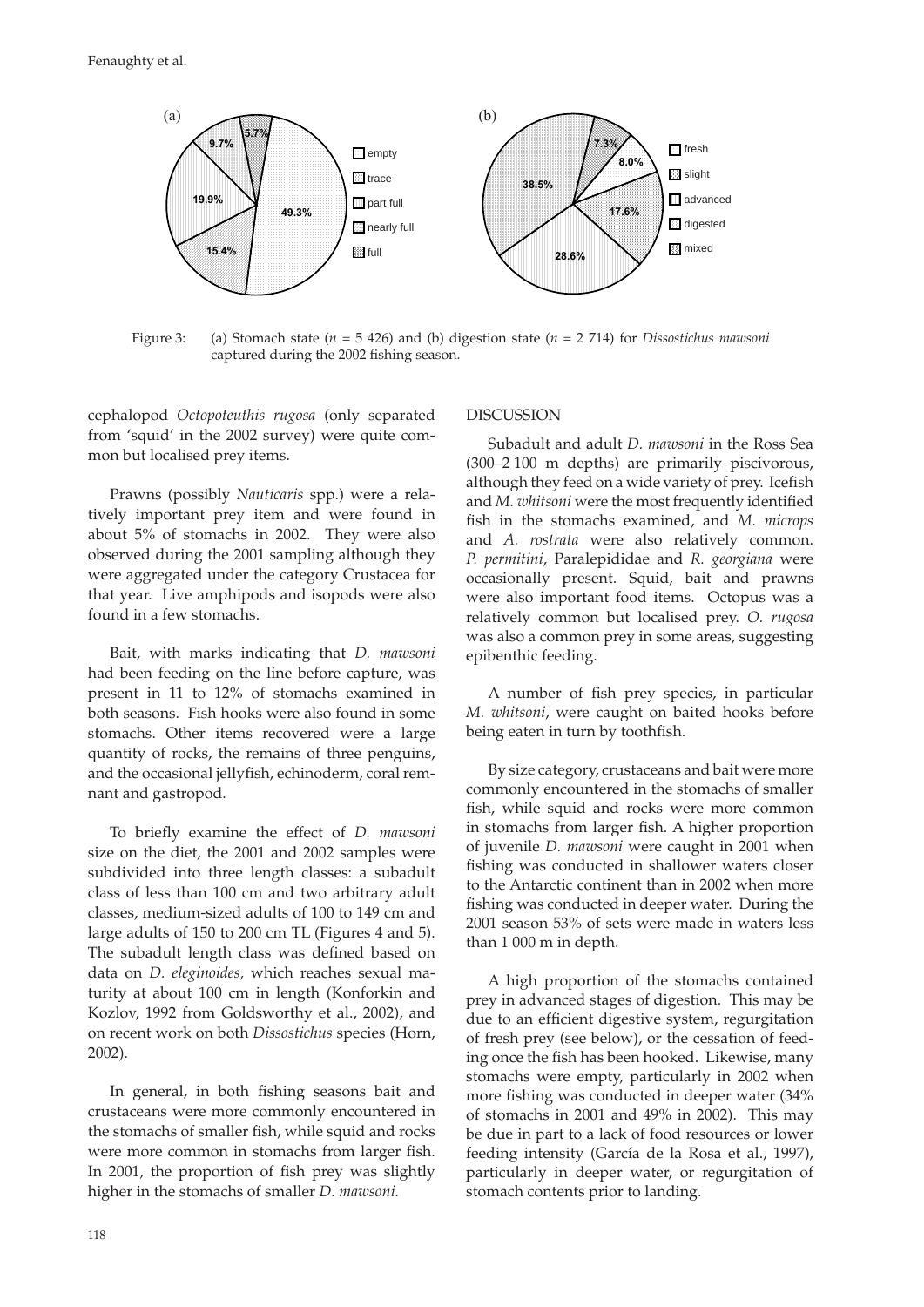Figure 3: (a) Stomach state ($n$ = 5 426) and (b) digestion state ($n$ = 2 714) for *Dissostichus mawsoni* captured during the 2002 fishing season.

cephalopod *Octopoteuthis rugosa* (only separated from 'squid' in the 2002 survey) were quite common but localised prey items.

Prawns (possibly *Nauticaris* spp.) were a relatively important prey item and were found in about 5% of stomachs in 2002. They were also observed during the 2001 sampling although they were aggregated under the category Crustacea for that year. Live amphipods and isopods were also found in a few stomachs.

Bait, with marks indicating that *D. mawsoni* had been feeding on the line before capture, was present in 11 to 12% of stomachs examined in both seasons. Fish hooks were also found in some stomachs. Other items recovered were a large quantity of rocks, the remains of three penguins, and the occasional jellyfish, echinoderm, coral remnant and gastropod.

To briefly examine the effect of *D. mawsoni* size on the diet, the 2001 and 2002 samples were subdivided into three length classes: a subadult class of less than 100 cm and two arbitrary adult classes, medium-sized adults of 100 to 149 cm and large adults of 150 to 200 cm TL (Figures 4 and 5). The subadult length class was defined based on data on *D. eleginoides,* which reaches sexual maturity at about 100 cm in length (Konforkin and Kozlov, 1992 from Goldsworthy et al., 2002), and on recent work on both *Dissostichus* species (Horn, 2002).

In general, in both fishing seasons bait and crustaceans were more commonly encountered in the stomachs of smaller fish, while squid and rocks were more common in stomachs from larger fish. In 2001, the proportion of fish prey was slightly higher in the stomachs of smaller *D. mawsoni.*

## DISCUSSION

Subadult and adult *D. mawsoni* in the Ross Sea (300–2 100 m depths) are primarily piscivorous, although they feed on a wide variety of prey. Icefish and *M. whitsoni* were the most frequently identified fish in the stomachs examined, and *M. microps* and *A. rostrata* were also relatively common. *P. permitini*, Paralepididae and *R. georgiana* were occasionally present. Squid, bait and prawns were also important food items. Octopus was a relatively common but localised prey. *O. rugosa* was also a common prey in some areas, suggesting epibenthic feeding.

A number of fish prey species, in particular *M. whitsoni*, were caught on baited hooks before being eaten in turn by toothfish.

By size category, crustaceans and bait were more commonly encountered in the stomachs of smaller fish, while squid and rocks were more common in stomachs from larger fish. A higher proportion of juvenile *D. mawsoni* were caught in 2001 when fishing was conducted in shallower waters closer to the Antarctic continent than in 2002 when more fishing was conducted in deeper water. During the 2001 season 53% of sets were made in waters less than 1 000 m in depth.

A high proportion of the stomachs contained prey in advanced stages of digestion. This may be due to an efficient digestive system, regurgitation of fresh prey (see below), or the cessation of feeding once the fish has been hooked. Likewise, many stomachs were empty, particularly in 2002 when more fishing was conducted in deeper water (34% of stomachs in 2001 and 49% in 2002). This may be due in part to a lack of food resources or lower feeding intensity (García de la Rosa et al., 1997), particularly in deeper water, or regurgitation of stomach contents prior to landing.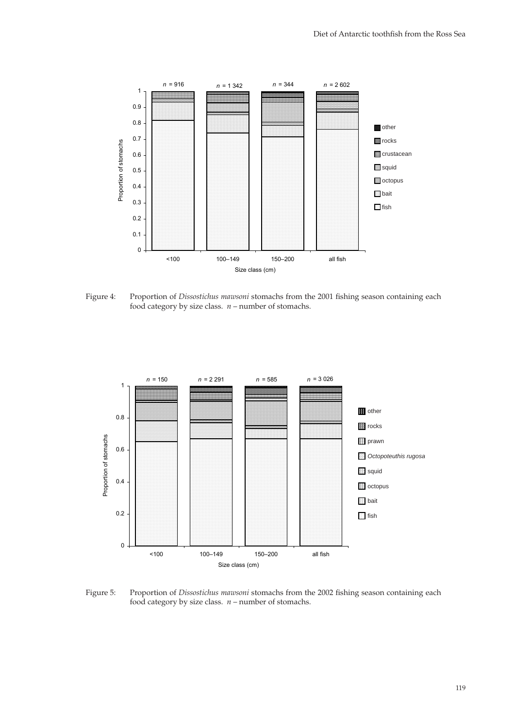Figure 4: Proportion of *Dissostichus mawsoni* stomachs from the 2001 fishing season containing each food category by size class. *n* – number of stomachs.

Figure 5: Proportion of *Dissostichus mawsoni* stomachs from the 2002 fishing season containing each food category by size class. *n* – number of stomachs.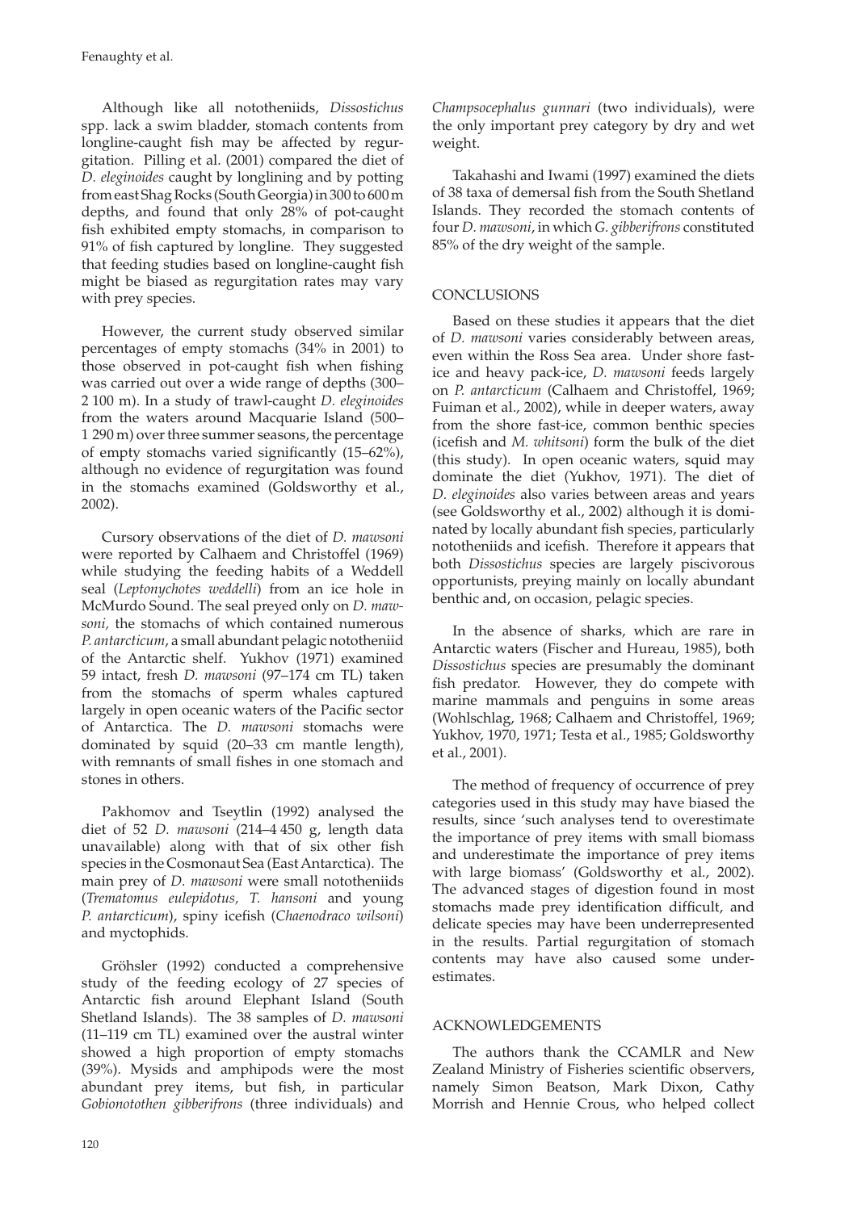Although like all nototheniids, *Dissostichus* spp. lack a swim bladder, stomach contents from longline-caught fish may be affected by regurgitation. Pilling et al. (2001) compared the diet of *D. eleginoides* caught by longlining and by potting from east Shag Rocks (South Georgia) in 300 to 600 m depths, and found that only 28% of pot-caught fish exhibited empty stomachs, in comparison to 91% of fish captured by longline. They suggested that feeding studies based on longline-caught fish might be biased as regurgitation rates may vary with prey species.

However, the current study observed similar percentages of empty stomachs (34% in 2001) to those observed in pot-caught fish when fishing was carried out over a wide range of depths (300–2 100 m). In a study of trawl-caught *D. eleginoides* from the waters around Macquarie Island (500–1 290 m) over three summer seasons, the percentage of empty stomachs varied significantly (15–62%), although no evidence of regurgitation was found in the stomachs examined (Goldsworthy et al., 2002).

Cursory observations of the diet of *D. mawsoni* were reported by Calhaem and Christoffel (1969) while studying the feeding habits of a Weddell seal (*Leptonychotes weddelli*) from an ice hole in McMurdo Sound. The seal preyed only on *D. mawsoni*, the stomachs of which contained numerous *P. antarcticum*, a small abundant pelagic nototheniid of the Antarctic shelf. Yukhov (1971) examined 59 intact, fresh *D. mawsoni* (97–174 cm TL) taken from the stomachs of sperm whales captured largely in open oceanic waters of the Pacific sector of Antarctica. The *D. mawsoni* stomachs were dominated by squid (20–33 cm mantle length), with remnants of small fishes in one stomach and stones in others.

Pakhomov and Tseytlin (1992) analysed the diet of 52 *D. mawsoni* (214–4 450 g, length data unavailable) along with that of six other fish species in the Cosmonaut Sea (East Antarctica). The main prey of *D. mawsoni* were small nototheniids (*Trematomus eulepidotus, T. hansoni* and young *P. antarcticum*), spiny icefish (*Chaenodraco wilsoni*) and myctophids.

Gröhsler (1992) conducted a comprehensive study of the feeding ecology of 27 species of Antarctic fish around Elephant Island (South Shetland Islands). The 38 samples of *D. mawsoni* (11–119 cm TL) examined over the austral winter showed a high proportion of empty stomachs (39%). Mysids and amphipods were the most abundant prey items, but fish, in particular *Gobionotothen gibberifrons* (three individuals) and *Champsocephalus gunnari* (two individuals), were the only important prey category by dry and wet weight.

Takahashi and Iwami (1997) examined the diets of 38 taxa of demersal fish from the South Shetland Islands. They recorded the stomach contents of four *D. mawsoni*, in which *G. gibberifrons* constituted 85% of the dry weight of the sample.

## CONCLUSIONS

Based on these studies it appears that the diet of *D. mawsoni* varies considerably between areas, even within the Ross Sea area. Under shore fast-ice and heavy pack-ice, *D. mawsoni* feeds largely on *P. antarcticum* (Calhaem and Christoffel, 1969; Fuiman et al., 2002), while in deeper waters, away from the shore fast-ice, common benthic species (icefish and *M. whitsoni*) form the bulk of the diet (this study). In open oceanic waters, squid may dominate the diet (Yukhov, 1971). The diet of *D. eleginoides* also varies between areas and years (see Goldsworthy et al., 2002) although it is dominated by locally abundant fish species, particularly nototheniids and icefish. Therefore it appears that both *Dissostichus* species are largely piscivorous opportunists, preying mainly on locally abundant benthic and, on occasion, pelagic species.

In the absence of sharks, which are rare in Antarctic waters (Fischer and Hureau, 1985), both *Dissostichus* species are presumably the dominant fish predator. However, they do compete with marine mammals and penguins in some areas (Wohlschlag, 1968; Calhaem and Christoffel, 1969; Yukhov, 1970, 1971; Testa et al., 1985; Goldsworthy et al., 2001).

The method of frequency of occurrence of prey categories used in this study may have biased the results, since 'such analyses tend to overestimate the importance of prey items with small biomass and underestimate the importance of prey items with large biomass' (Goldsworthy et al., 2002). The advanced stages of digestion found in most stomachs made prey identification difficult, and delicate species may have been underrepresented in the results. Partial regurgitation of stomach contents may have also caused some underestimates.

## ACKNOWLEDGEMENTS

The authors thank the CCAMLR and New Zealand Ministry of Fisheries scientific observers, namely Simon Beatson, Mark Dixon, Cathy Morrish and Hennie Crous, who helped collect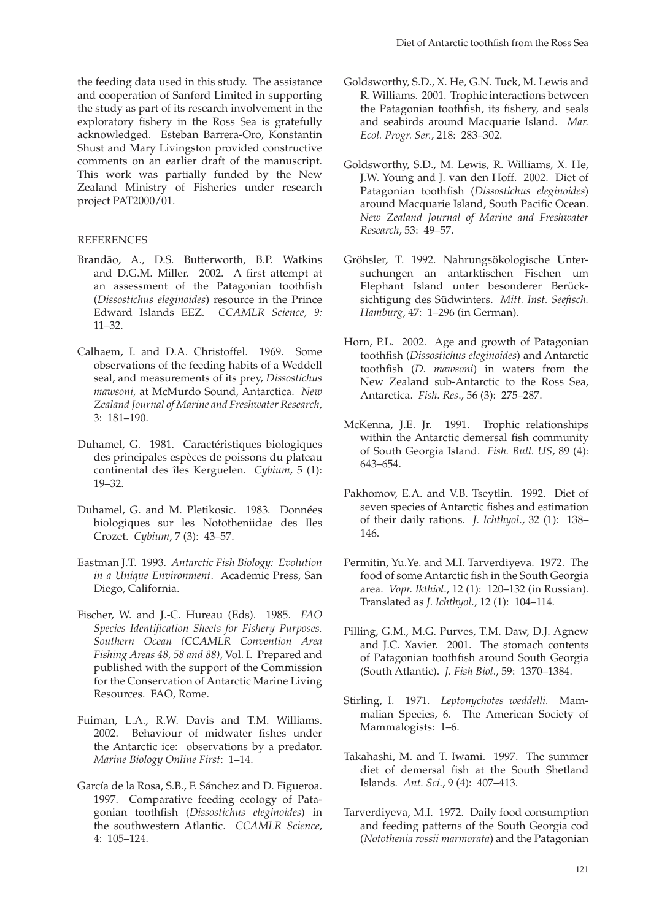the feeding data used in this study. The assistance and cooperation of Sanford Limited in supporting the study as part of its research involvement in the exploratory fishery in the Ross Sea is gratefully acknowledged. Esteban Barrera-Oro, Konstantin Shust and Mary Livingston provided constructive comments on an earlier draft of the manuscript. This work was partially funded by the New Zealand Ministry of Fisheries under research project PAT2000/01.

## REFERENCES

Brandão, A., D.S. Butterworth, B.P. Watkins and D.G.M. Miller. 2002. A first attempt at an assessment of the Patagonian toothfish (*Dissostichus eleginoides*) resource in the Prince Edward Islands EEZ. *CCAMLR Science, 9:* 11–32.

Calhaem, I. and D.A. Christoffel. 1969. Some observations of the feeding habits of a Weddell seal, and measurements of its prey, *Dissostichus mawsoni,* at McMurdo Sound, Antarctica. *New Zealand Journal of Marine and Freshwater Research*, 3: 181–190.

Duhamel, G. 1981. Caractéristiques biologiques des principales espèces de poissons du plateau continental des îles Kerguelen. *Cybium*, 5 (1): 19–32.

Duhamel, G. and M. Pletikosic. 1983. Données biologiques sur les Nototheniidae des Iles Crozet. *Cybium*, 7 (3): 43–57.

Eastman J.T. 1993. *Antarctic Fish Biology: Evolution in a Unique Environment*. Academic Press, San Diego, California.

Fischer, W. and J.-C. Hureau (Eds). 1985. *FAO Species Identification Sheets for Fishery Purposes. Southern Ocean (CCAMLR Convention Area Fishing Areas 48, 58 and 88)*, Vol. I. Prepared and published with the support of the Commission for the Conservation of Antarctic Marine Living Resources. FAO, Rome.

Fuiman, L.A., R.W. Davis and T.M. Williams. 2002. Behaviour of midwater fishes under the Antarctic ice: observations by a predator. *Marine Biology Online First*: 1–14.

García de la Rosa, S.B., F. Sánchez and D. Figueroa. 1997. Comparative feeding ecology of Patagonian toothfish (*Dissostichus eleginoides*) in the southwestern Atlantic. *CCAMLR Science*, 4: 105–124.

Goldsworthy, S.D., X. He, G.N. Tuck, M. Lewis and R. Williams. 2001. Trophic interactions between the Patagonian toothfish, its fishery, and seals and seabirds around Macquarie Island. *Mar. Ecol. Progr. Ser.*, 218: 283–302.

Goldsworthy, S.D., M. Lewis, R. Williams, X. He, J.W. Young and J. van den Hoff. 2002. Diet of Patagonian toothfish (*Dissostichus eleginoides*) around Macquarie Island, South Pacific Ocean. *New Zealand Journal of Marine and Freshwater Research*, 53: 49–57.

Gröhsler, T. 1992. Nahrungsökologische Untersuchungen an antarktischen Fischen um Elephant Island unter besonderer Berücksichtigung des Südwinters. *Mitt. Inst. Seefisch. Hamburg*, 47: 1–296 (in German).

Horn, P.L. 2002. Age and growth of Patagonian toothfish (*Dissostichus eleginoides*) and Antarctic toothfish (*D. mawsoni*) in waters from the New Zealand sub-Antarctic to the Ross Sea, Antarctica. *Fish. Res*., 56 (3): 275–287.

McKenna, J.E. Jr. 1991. Trophic relationships within the Antarctic demersal fish community of South Georgia Island. *Fish. Bull. US*, 89 (4): 643–654.

Pakhomov, E.A. and V.B. Tseytlin. 1992. Diet of seven species of Antarctic fishes and estimation of their daily rations. *J. Ichthyol*., 32 (1): 138–146.

Permitin, Yu.Ye. and M.I. Tarverdiyeva. 1972. The food of some Antarctic fish in the South Georgia area. *Vopr. Ikthiol*., 12 (1): 120–132 (in Russian). Translated as *J. Ichthyol.,* 12 (1): 104–114.

Pilling, G.M., M.G. Purves, T.M. Daw, D.J. Agnew and J.C. Xavier. 2001. The stomach contents of Patagonian toothfish around South Georgia (South Atlantic). *J. Fish Biol*., 59: 1370–1384.

Stirling, I. 1971. *Leptonychotes weddelli.* Mammalian Species, 6. The American Society of Mammalogists: 1–6.

Takahashi, M. and T. Iwami. 1997. The summer diet of demersal fish at the South Shetland Islands. *Ant. Sci*., 9 (4): 407–413.

Tarverdiyeva, M.I. 1972. Daily food consumption and feeding patterns of the South Georgia cod (*Notothenia rossii marmorata*) and the Patagonian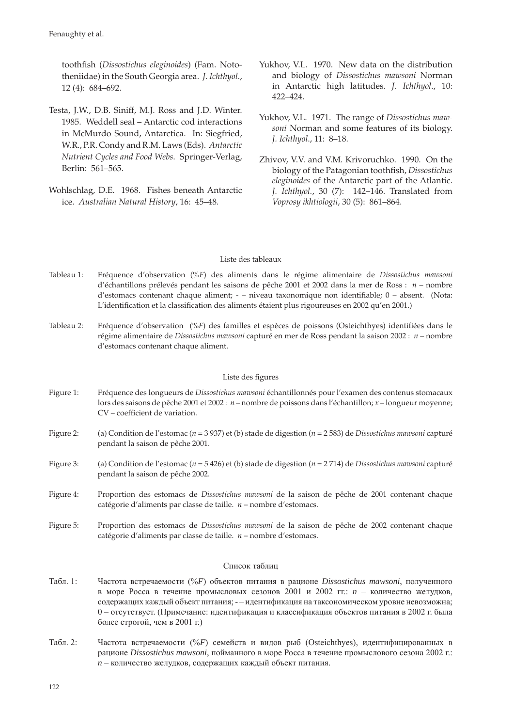toothfish (*Dissostichus eleginoides*) (Fam. Nototheniidae) in the South Georgia area. *J. Ichthyol.*, 12 (4): 684–692.

Testa, J.W., D.B. Siniff, M.J. Ross and J.D. Winter. 1985. Weddell seal – Antarctic cod interactions in McMurdo Sound, Antarctica. In: Siegfried, W.R., P.R. Condy and R.M. Laws (Eds). *Antarctic Nutrient Cycles and Food Webs*. Springer-Verlag, Berlin: 561–565.

Wohlschlag, D.E. 1968. Fishes beneath Antarctic ice. *Australian Natural History*, 16: 45–48.

Yukhov, V.L. 1970. New data on the distribution and biology of *Dissostichus mawsoni* Norman in Antarctic high latitudes. *J. Ichthyol.*, 10: 422–424.

Yukhov, V.L. 1971. The range of *Dissostichus mawsoni* Norman and some features of its biology. *J. Ichthyol.*, 11: 8–18.

Zhivov, V.V. and V.M. Krivoruchko. 1990. On the biology of the Patagonian toothfish, *Dissostichus eleginoides* of the Antarctic part of the Atlantic. *J. Ichthyol.*, 30 (7): 142–146. Translated from *Voprosy ikhtiologii*, 30 (5): 861–864.

## Liste des tableaux

Tableau 1: Fréquence d'observation (%*F*) des aliments dans le régime alimentaire de *Dissostichus mawsoni* d'échantillons prélevés pendant les saisons de pêche 2001 et 2002 dans la mer de Ross : *n* – nombre d'estomacs contenant chaque aliment; - – niveau taxonomique non identifiable; 0 – absent. (Nota: L'identification et la classification des aliments étaient plus rigoureuses en 2002 qu'en 2001.)

Tableau 2: Fréquence d'observation (%*F*) des familles et espèces de poissons (Osteichthyes) identifiées dans le régime alimentaire de *Dissostichus mawsoni* capturé en mer de Ross pendant la saison 2002 : *n* – nombre d'estomacs contenant chaque aliment.

## Liste des figures

Figure 1: Fréquence des longueurs de *Dissostichus mawsoni* échantillonnés pour l'examen des contenus stomacaux lors des saisons de pêche 2001 et 2002 : *n* – nombre de poissons dans l'échantillon; *x* – longueur moyenne; CV – coefficient de variation.

Figure 2: (a) Condition de l'estomac (*n* = 3 937) et (b) stade de digestion (*n* = 2 583) de *Dissostichus mawsoni* capturé pendant la saison de pêche 2001.

Figure 3: (a) Condition de l'estomac (*n* = 5 426) et (b) stade de digestion (*n* = 2 714) de *Dissostichus mawsoni* capturé pendant la saison de pêche 2002.

Figure 4: Proportion des estomacs de *Dissostichus mawsoni* de la saison de pêche de 2001 contenant chaque catégorie d'aliments par classe de taille. *n* – nombre d'estomacs.

Figure 5: Proportion des estomacs de *Dissostichus mawsoni* de la saison de pêche de 2002 contenant chaque catégorie d'aliments par classe de taille. *n* – nombre d'estomacs.

## Список таблиц

Табл. 1: Частота встречаемости (%*F*) объектов питания в рационе *Dissostichus mawsoni*, полученного в море Росса в течение промысловых сезонов 2001 и 2002 гг.: *n* – количество желудков, содержащих каждый объект питания; - – идентификация на таксономическом уровне невозможна; 0 – отсутствует. (Примечание: идентификация и классификация объектов питания в 2002 г. была более строгой, чем в 2001 г.)

Табл. 2: Частота встречаемости (%*F*) семейств и видов рыб (Osteichthyes), идентифицированных в рационе *Dissostichus mawsoni*, пойманного в море Росса в течение промыслового сезона 2002 г.: *n* – количество желудков, содержащих каждый объект питания.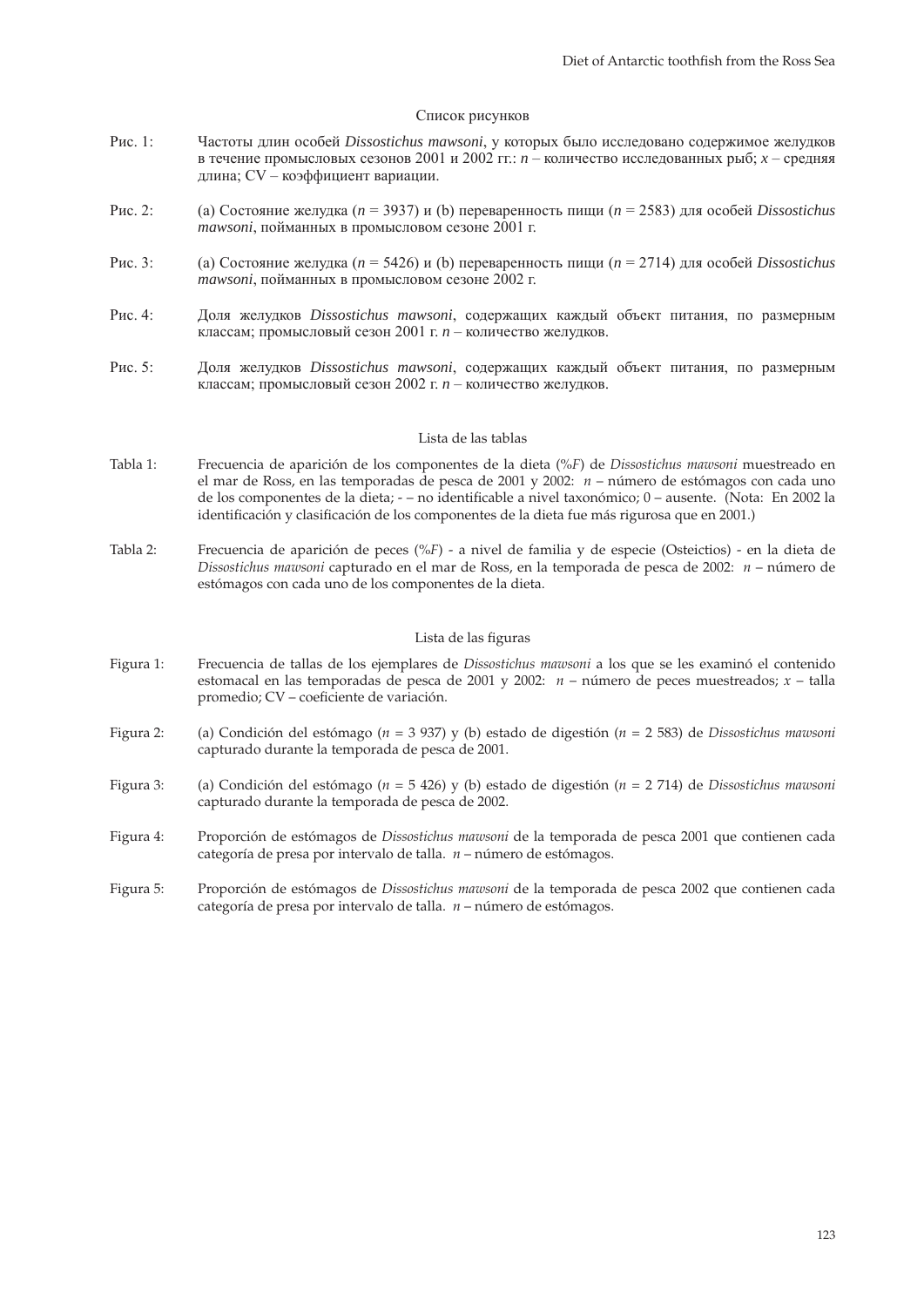### Список рисунков

Рис. 1: Частоты длин особей *Dissostichus mawsoni*, у которых было исследовано содержимое желудков в течение промысловых сезонов 2001 и 2002 гг.: *n* – количество исследованных рыб; *x* – средняя длина; CV – коэффициент вариации.

Рис. 2: (a) Состояние желудка (*n* = 3937) и (b) переваренность пищи (*n* = 2583) для особей *Dissostichus mawsoni*, пойманных в промысловом сезоне 2001 г.

Рис. 3: (a) Состояние желудка (*n* = 5426) и (b) переваренность пищи (*n* = 2714) для особей *Dissostichus mawsoni*, пойманных в промысловом сезоне 2002 г.

Рис. 4: Доля желудков *Dissostichus mawsoni*, содержащих каждый объект питания, по размерным классам; промысловый сезон 2001 г. *n* – количество желудков.

Рис. 5: Доля желудков *Dissostichus mawsoni*, содержащих каждый объект питания, по размерным классам; промысловый сезон 2002 г. *n* – количество желудков.

### Lista de las tablas

Tabla 1: Frecuencia de aparición de los componentes de la dieta (%*F*) de *Dissostichus mawsoni* muestreado en el mar de Ross, en las temporadas de pesca de 2001 y 2002: *n* – número de estómagos con cada uno de los componentes de la dieta; - – no identificable a nivel taxonómico; 0 – ausente. (Nota: En 2002 la identificación y clasificación de los componentes de la dieta fue más rigurosa que en 2001.)

Tabla 2: Frecuencia de aparición de peces (%*F*) - a nivel de familia y de especie (Osteictios) - en la dieta de *Dissostichus mawsoni* capturado en el mar de Ross, en la temporada de pesca de 2002: *n* – número de estómagos con cada uno de los componentes de la dieta.

### Lista de las figuras

Figura 1: Frecuencia de tallas de los ejemplares de *Dissostichus mawsoni* a los que se les examinó el contenido estomacal en las temporadas de pesca de 2001 y 2002: *n* – número de peces muestreados; *x* – talla promedio; CV – coeficiente de variación.

Figura 2: (a) Condición del estómago (*n* = 3 937) y (b) estado de digestión (*n* = 2 583) de *Dissostichus mawsoni* capturado durante la temporada de pesca de 2001.

Figura 3: (a) Condición del estómago (*n* = 5 426) y (b) estado de digestión (*n* = 2 714) de *Dissostichus mawsoni* capturado durante la temporada de pesca de 2002.

Figura 4: Proporción de estómagos de *Dissostichus mawsoni* de la temporada de pesca 2001 que contienen cada categoría de presa por intervalo de talla. *n* – número de estómagos.

Figura 5: Proporción de estómagos de *Dissostichus mawsoni* de la temporada de pesca 2002 que contienen cada categoría de presa por intervalo de talla. *n* – número de estómagos.